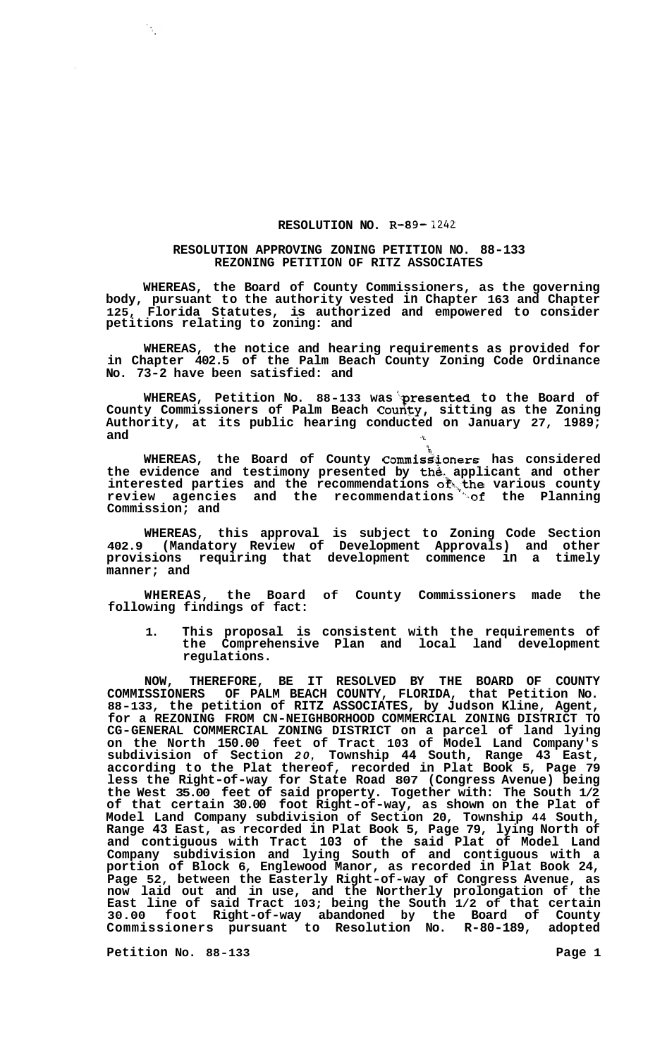# RESOLUTION NO. R-89- 1242

## RESOLUTION APPROVING ZONING PETITION NO. 88-133 REZONING PETITION OF RITZ ASSOCIATES

**WHEREAS, the Board of County Commissioners, as the governing body, pursuant to the authority vested in Chapter 163 and Chapter 125, Florida Statutes, is authorized and empowered to consider petitions relating to zoning: and**

**WHEREAS, the notice and hearing requirements as provided for in Chapter 402.5 of the Palm Beach County Zoning Code Ordinance No. 73-2 have been satisfied: and**

**WHEREAS, Petition No. 88-133 was presented to the Board of County Commissioners of Palm Beach County, sitting as the Zoning Authority, at its public hearing conducted on January 27, 1989; and**

**WHEREAS, the Board of County Commissioners has considered the evidence and testimony presented by the applicant and other interested parties and the recommendations of the various county review agencies and the recommendations of the Planning Commission; and**

**WHEREAS, this approval is subject to Zoning Code Section 402.9 (Mandatory Review of Development Approvals) and other provisions requiring that development commence in a timely manner; and**

**WHEREAS, the Board of County Commissioners made the following findings of fact:**

1. **This proposal is consistent with the requirements of the Comprehensive Plan and local land development regulations.**

**NOW, THEREFORE, BE IT RESOLVED BY THE BOARD OF COUNTY COMMISSIONERS OF PALM BEACH COUNTY, FLORIDA, that Petition No. 88-133, the petition of RITZ ASSOCIATES, by Judson Kline, Agent, for a REZONING FROM CN-NEIGHBORHOOD COMMERCIAL ZONING DISTRICT TO CG-GENERAL COMMERCIAL ZONING DISTRICT on a parcel of land lying on the North 150.00 feet of Tract 103 of Model Land Company's subdivision of Section *20*, Township 44 South, Range 43 East, according to the Plat thereof, recorded in Plat Book 5, Page 79 less the Right-of-way for State Road 807 (Congress Avenue) being the West 35.00 feet of said property. Together with: The South 1/2 of that certain 30.00 foot Right-of-way, as shown on the Plat of Model Land Company subdivision of Section 20, Township 44 South, Range 43 East, as recorded in Plat Book 5, Page 79, lying North of and contiguous with Tract 103 of the said Plat of Model Land Company subdivision and lying South of and contiguous with a portion of Block 6, Englewood Manor, as recorded in Plat Book 24, Page 52, between the Easterly Right-of-way of Congress Avenue, as now laid out and in use, and the Northerly prolongation of the East line of said Tract 103; being the South 1/2 of that certain 30.00 foot Right-of-way abandoned by the Board of County Commissioners pursuant to Resolution No. R-80-189, adopted**

**Petition No. 88-133**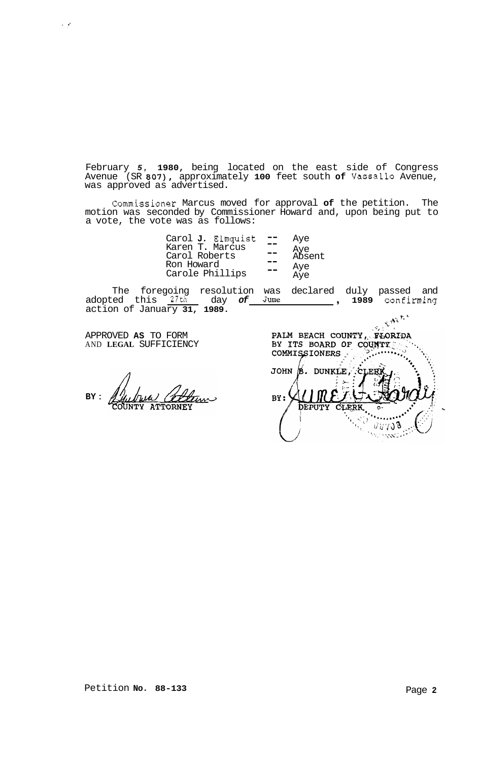February 5, 1980, being located on the east side of Congress Avenue (SR 807), approximately 100 feet south of Vassallo Avenue, was approved as advertised.

Commissioner Marcus moved for approval of the petition. The motion was seconded by Commissioner Howard and, upon being put to a vote, the vote was as follows:

| | | |
|---|---|---|
| Carol J. Elmquist | -- | Aye |
| Karen T. Marcus | -- | Aye |
| Carol Roberts | -- | Absent |
| Ron Howard | -- | Aye |
| Carole Phillips | -- | Aye |

The foregoing resolution was declared duly passed and adopted this 27th day of June, 1989 confirming action of January 31, 1989.

APPROVED AS TO FORM AND LEGAL SUFFICIENCY

BY: COUNTY ATTORNEY

PALM BEACH COUNTY, FLORIDA
BY ITS BOARD OF COUNTY COMMISSIONERS

JOHN B. DUNKLE, CLERK

BY: DEPUTY CLERK

Petition No. 88-133